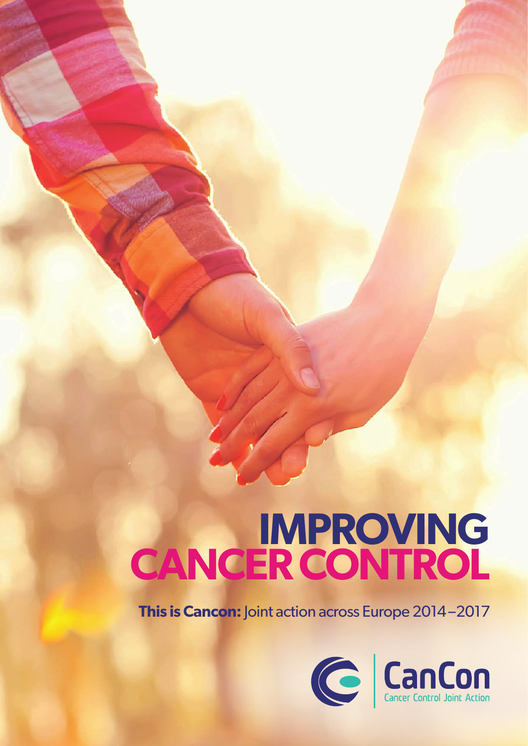# IMPROVING CANCER CONTROL

**This is Cancon:** Joint action across Europe 2014–2017

CanCon
Cancer Control Joint Action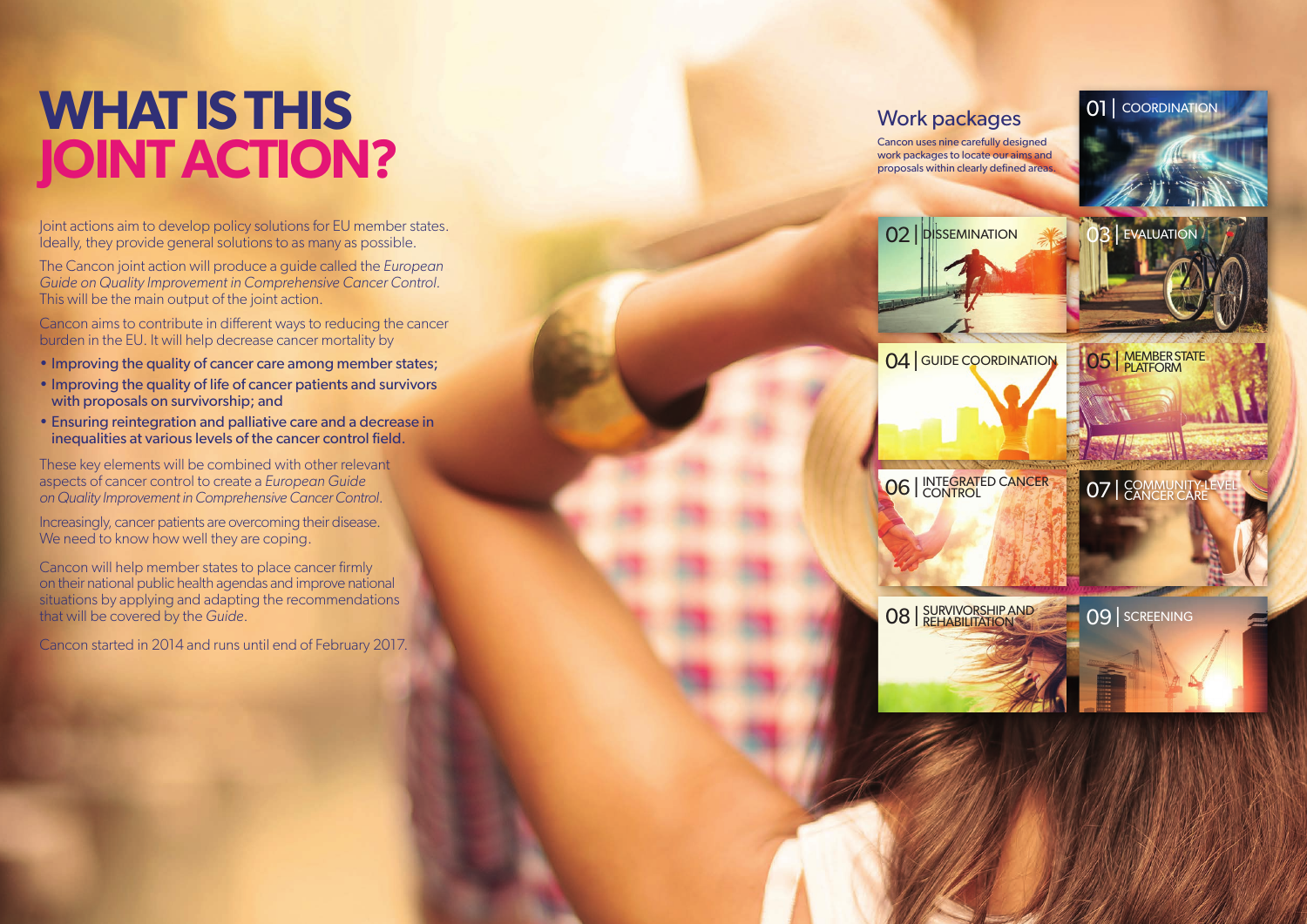# WHAT IS THIS JOINT ACTION?

Joint actions aim to develop policy solutions for EU member states. Ideally, they provide general solutions to as many as possible.

The Cancon joint action will produce a guide called the *European Guide on Quality Improvement in Comprehensive Cancer Control*. This will be the main output of the joint action.

Cancon aims to contribute in different ways to reducing the cancer burden in the EU. It will help decrease cancer mortality by

- **Improving the quality of cancer care among member states;**
- **Improving the quality of life of cancer patients and survivors with proposals on survivorship; and**
- **Ensuring reintegration and palliative care and a decrease in inequalities at various levels of the cancer control field.**

These key elements will be combined with other relevant aspects of cancer control to create a *European Guide on Quality Improvement in Comprehensive Cancer Control*.

Increasingly, cancer patients are overcoming their disease. We need to know how well they are coping.

Cancon will help member states to place cancer firmly on their national public health agendas and improve national situations by applying and adapting the recommendations that will be covered by the *Guide*.

Cancon started in 2014 and runs until end of February 2017.

## Work packages

Cancon uses nine carefully designed work packages to locate our aims and proposals within clearly defined areas.

- 01 | COORDINATION
- 02 | DISSEMINATION
- 03 | EVALUATION
- 04 | GUIDE COORDINATION
- 05 | MEMBER STATE PLATFORM
- 06 | INTEGRATED CANCER CONTROL
- 07 | COMMUNITY-LEVEL CANCER CARE
- 08 | SURVIVORSHIP AND REHABILITATION
- 09 | SCREENING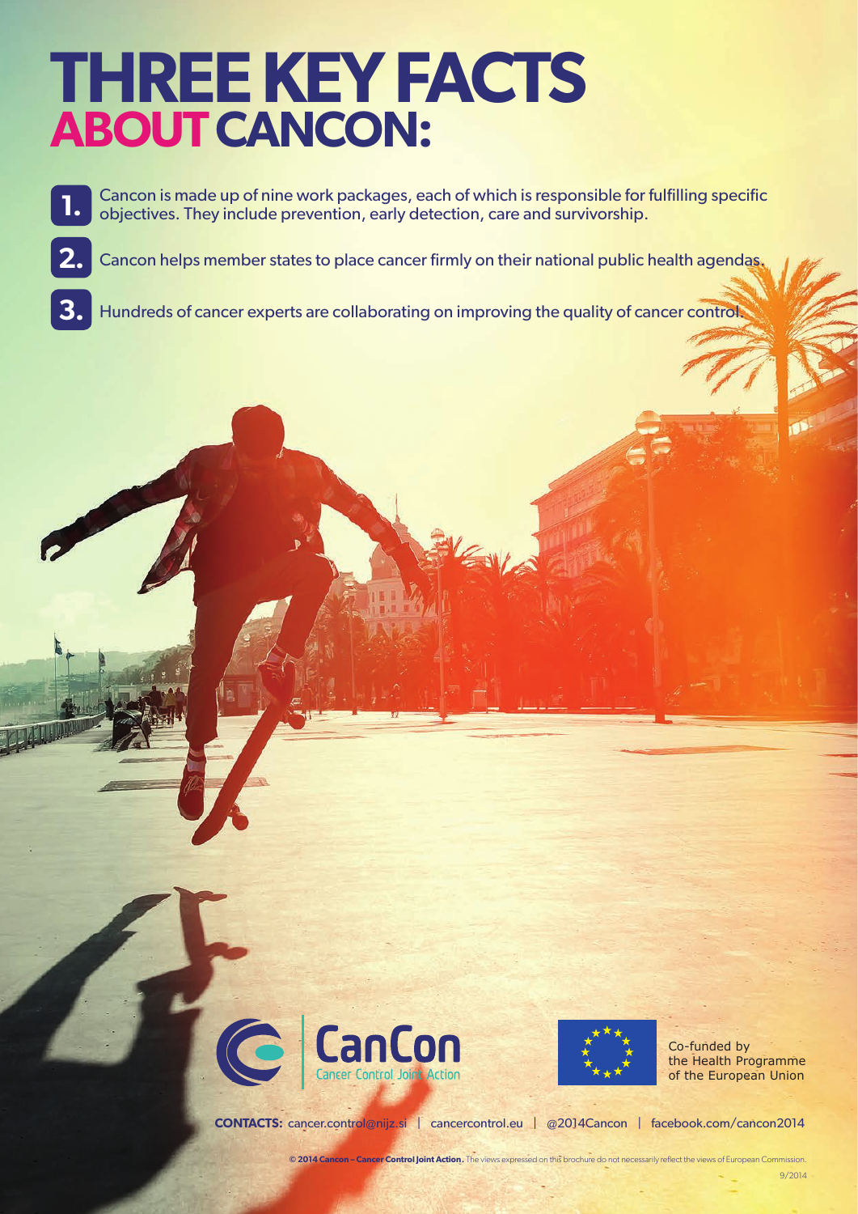# THREE KEY FACTS ABOUT CANCON:

1. Cancon is made up of nine work packages, each of which is responsible for fulfilling specific objectives. They include prevention, early detection, care and survivorship.
2. Cancon helps member states to place cancer firmly on their national public health agendas.
3. Hundreds of cancer experts are collaborating on improving the quality of cancer control.

CanCon
Cancer Control Joint Action

Co-funded by the Health Programme of the European Union

**CONTACTS:** cancer.control@nijz.si | cancercontrol.eu | @2014Cancon | facebook.com/cancon2014

**© 2014 Cancon – Cancer Control Joint Action.** The views expressed on this brochure do not necessarily reflect the views of European Commission.

9/2014